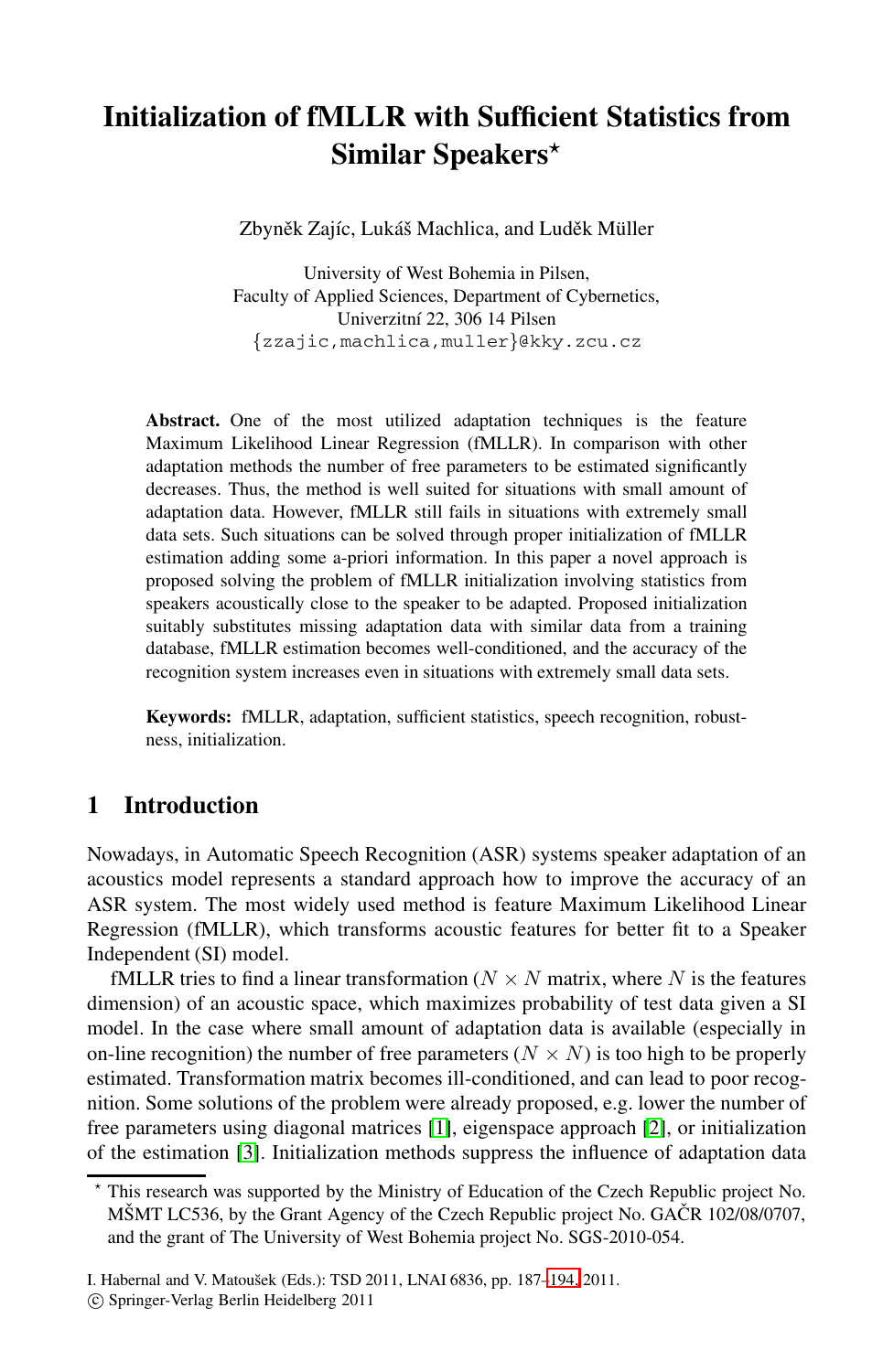# Initialization of fMLLR with Sufficient Statistics from Similar Speakers*

Zbyněk Zajíc, Lukáš Machlica, and Luděk Müller

University of West Bohemia in Pilsen,
Faculty of Applied Sciences, Department of Cybernetics,
Univerzitní 22, 306 14 Pilsen
{zzajic,machlica,muller}@kky.zcu.cz

**Abstract.** One of the most utilized adaptation techniques is the feature Maximum Likelihood Linear Regression (fMLLR). In comparison with other adaptation methods the number of free parameters to be estimated significantly decreases. Thus, the method is well suited for situations with small amount of adaptation data. However, fMLLR still fails in situations with extremely small data sets. Such situations can be solved through proper initialization of fMLLR estimation adding some a-priori information. In this paper a novel approach is proposed solving the problem of fMLLR initialization involving statistics from speakers acoustically close to the speaker to be adapted. Proposed initialization suitably substitutes missing adaptation data with similar data from a training database, fMLLR estimation becomes well-conditioned, and the accuracy of the recognition system increases even in situations with extremely small data sets.

**Keywords:** fMLLR, adaptation, sufficient statistics, speech recognition, robustness, initialization.

## 1 Introduction

Nowadays, in Automatic Speech Recognition (ASR) systems speaker adaptation of an acoustics model represents a standard approach how to improve the accuracy of an ASR system. The most widely used method is feature Maximum Likelihood Linear Regression (fMLLR), which transforms acoustic features for better fit to a Speaker Independent (SI) model.

fMLLR tries to find a linear transformation ($N \times N$ matrix, where $N$ is the features dimension) of an acoustic space, which maximizes probability of test data given a SI model. In the case where small amount of adaptation data is available (especially in on-line recognition) the number of free parameters ($N \times N$) is too high to be properly estimated. Transformation matrix becomes ill-conditioned, and can lead to poor recognition. Some solutions of the problem were already proposed, e.g. lower the number of free parameters using diagonal matrices [1], eigenspace approach [2], or initialization of the estimation [3]. Initialization methods suppress the influence of adaptation data

---

* This research was supported by the Ministry of Education of the Czech Republic project No. MŠMT LC536, by the Grant Agency of the Czech Republic project No. GAČR 102/08/0707, and the grant of The University of West Bohemia project No. SGS-2010-054.

I. Habernal and V. Matoušek (Eds.): TSD 2011, LNAI 6836, pp. 187–194, 2011.
© Springer-Verlag Berlin Heidelberg 2011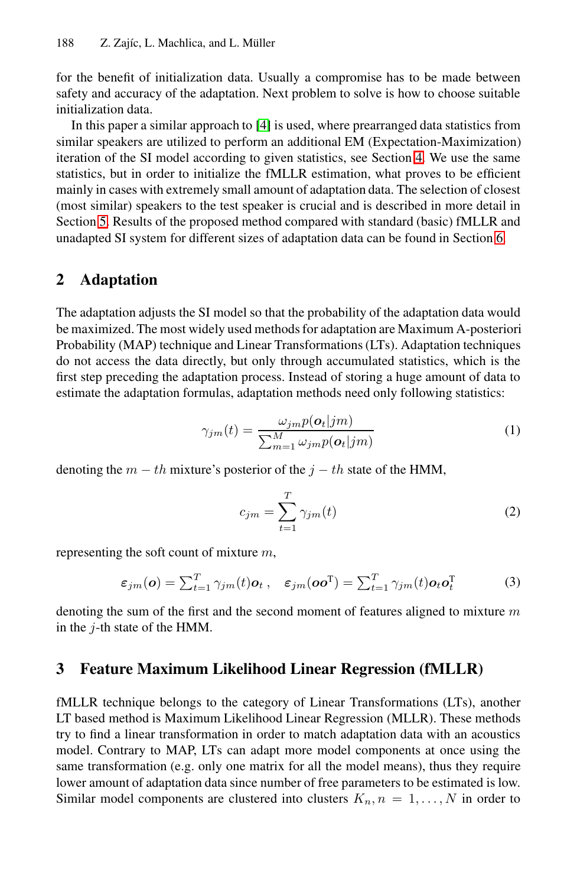for the benefit of initialization data. Usually a compromise has to be made between safety and accuracy of the adaptation. Next problem to solve is how to choose suitable initialization data.

In this paper a similar approach to [4] is used, where prearranged data statistics from similar speakers are utilized to perform an additional EM (Expectation-Maximization) iteration of the SI model according to given statistics, see Section 4. We use the same statistics, but in order to initialize the fMLLR estimation, what proves to be efficient mainly in cases with extremely small amount of adaptation data. The selection of closest (most similar) speakers to the test speaker is crucial and is described in more detail in Section 5. Results of the proposed method compared with standard (basic) fMLLR and unadapted SI system for different sizes of adaptation data can be found in Section 6.

## 2 Adaptation

The adaptation adjusts the SI model so that the probability of the adaptation data would be maximized. The most widely used methods for adaptation are Maximum A-posteriori Probability (MAP) technique and Linear Transformations (LTs). Adaptation techniques do not access the data directly, but only through accumulated statistics, which is the first step preceding the adaptation process. Instead of storing a huge amount of data to estimate the adaptation formulas, adaptation methods need only following statistics:

$$\gamma_{jm}(t) = \frac{\omega_{jm} p(\boldsymbol{o}_t|jm)}{\sum_{m=1}^{M} \omega_{jm} p(\boldsymbol{o}_t|jm)} \tag{1}$$

denoting the $m-th$ mixture's posterior of the $j-th$ state of the HMM,

$$c_{jm} = \sum_{t=1}^{T} \gamma_{jm}(t) \tag{2}$$

representing the soft count of mixture $m$,

$$\boldsymbol{\varepsilon}_{jm}(\boldsymbol{o}) = \textstyle\sum_{t=1}^{T} \gamma_{jm}(t)\boldsymbol{o}_t\,, \quad \boldsymbol{\varepsilon}_{jm}(\boldsymbol{o}\boldsymbol{o}^{\mathrm{T}}) = \textstyle\sum_{t=1}^{T} \gamma_{jm}(t)\boldsymbol{o}_t\boldsymbol{o}_t^{\mathrm{T}} \tag{3}$$

denoting the sum of the first and the second moment of features aligned to mixture $m$ in the $j$-th state of the HMM.

## 3 Feature Maximum Likelihood Linear Regression (fMLLR)

fMLLR technique belongs to the category of Linear Transformations (LTs), another LT based method is Maximum Likelihood Linear Regression (MLLR). These methods try to find a linear transformation in order to match adaptation data with an acoustics model. Contrary to MAP, LTs can adapt more model components at once using the same transformation (e.g. only one matrix for all the model means), thus they require lower amount of adaptation data since number of free parameters to be estimated is low. Similar model components are clustered into clusters $K_n, n = 1, \ldots, N$ in order to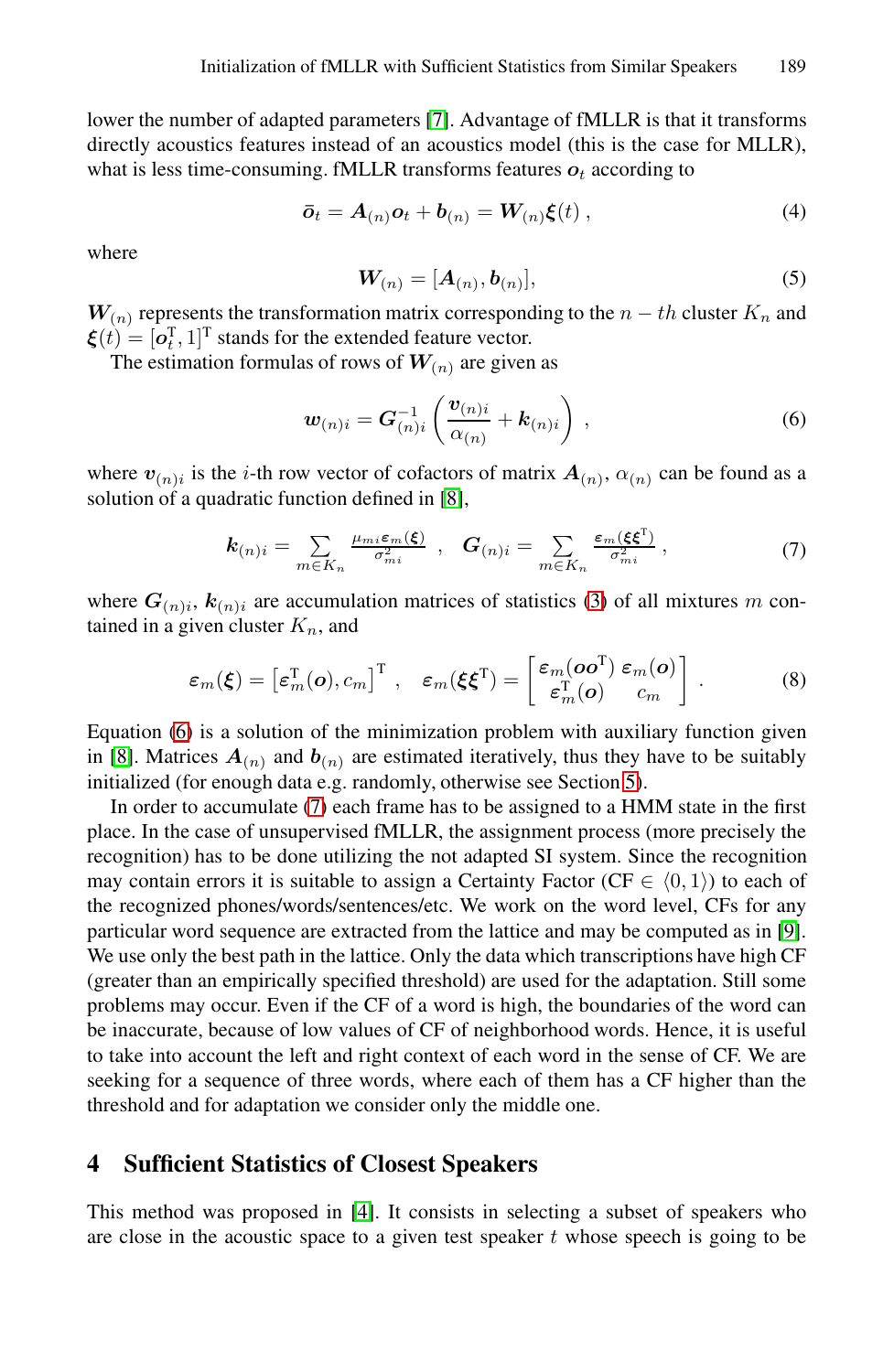lower the number of adapted parameters [7]. Advantage of fMLLR is that it transforms directly acoustics features instead of an acoustics model (this is the case for MLLR), what is less time-consuming. fMLLR transforms features $\boldsymbol{o}_t$ according to

$$\bar{\boldsymbol{o}}_t = \boldsymbol{A}_{(n)}\boldsymbol{o}_t + \boldsymbol{b}_{(n)} = \boldsymbol{W}_{(n)}\boldsymbol{\xi}(t) \,, \tag{4}$$

where

$$\boldsymbol{W}_{(n)} = [\boldsymbol{A}_{(n)}, \boldsymbol{b}_{(n)}], \tag{5}$$

$\boldsymbol{W}_{(n)}$ represents the transformation matrix corresponding to the $n-th$ cluster $K_n$ and $\boldsymbol{\xi}(t) = [\boldsymbol{o}_t^{\mathrm{T}}, 1]^{\mathrm{T}}$ stands for the extended feature vector.

The estimation formulas of rows of $\boldsymbol{W}_{(n)}$ are given as

$$\boldsymbol{w}_{(n)i} = \boldsymbol{G}_{(n)i}^{-1}\left(\frac{\boldsymbol{v}_{(n)i}}{\alpha_{(n)}} + \boldsymbol{k}_{(n)i}\right) \,, \tag{6}$$

where $\boldsymbol{v}_{(n)i}$ is the $i$-th row vector of cofactors of matrix $\boldsymbol{A}_{(n)}$, $\alpha_{(n)}$ can be found as a solution of a quadratic function defined in [8],

$$\boldsymbol{k}_{(n)i} = \sum_{m \in K_n} \frac{\mu_{mi}\boldsymbol{\varepsilon}_m(\boldsymbol{\xi})}{\sigma_{mi}^2} \;, \quad \boldsymbol{G}_{(n)i} = \sum_{m \in K_n} \frac{\boldsymbol{\varepsilon}_m(\boldsymbol{\xi}\boldsymbol{\xi}^{\mathrm{T}})}{\sigma_{mi}^2} \,, \tag{7}$$

where $\boldsymbol{G}_{(n)i}$, $\boldsymbol{k}_{(n)i}$ are accumulation matrices of statistics (3) of all mixtures $m$ contained in a given cluster $K_n$, and

$$\boldsymbol{\varepsilon}_m(\boldsymbol{\xi}) = \left[\boldsymbol{\varepsilon}_m^{\mathrm{T}}(\boldsymbol{o}), c_m\right]^{\mathrm{T}} \;, \quad \boldsymbol{\varepsilon}_m(\boldsymbol{\xi}\boldsymbol{\xi}^{\mathrm{T}}) = \begin{bmatrix} \boldsymbol{\varepsilon}_m(\boldsymbol{o}\boldsymbol{o}^{\mathrm{T}}) & \boldsymbol{\varepsilon}_m(\boldsymbol{o}) \\ \boldsymbol{\varepsilon}_m^{\mathrm{T}}(\boldsymbol{o}) & c_m \end{bmatrix} \,. \tag{8}$$

Equation (6) is a solution of the minimization problem with auxiliary function given in [8]. Matrices $\boldsymbol{A}_{(n)}$ and $\boldsymbol{b}_{(n)}$ are estimated iteratively, thus they have to be suitably initialized (for enough data e.g. randomly, otherwise see Section 5).

In order to accumulate (7) each frame has to be assigned to a HMM state in the first place. In the case of unsupervised fMLLR, the assignment process (more precisely the recognition) has to be done utilizing the not adapted SI system. Since the recognition may contain errors it is suitable to assign a Certainty Factor (CF $\in \langle 0, 1 \rangle$) to each of the recognized phones/words/sentences/etc. We work on the word level, CFs for any particular word sequence are extracted from the lattice and may be computed as in [9]. We use only the best path in the lattice. Only the data which transcriptions have high CF (greater than an empirically specified threshold) are used for the adaptation. Still some problems may occur. Even if the CF of a word is high, the boundaries of the word can be inaccurate, because of low values of CF of neighborhood words. Hence, it is useful to take into account the left and right context of each word in the sense of CF. We are seeking for a sequence of three words, where each of them has a CF higher than the threshold and for adaptation we consider only the middle one.

## 4 Sufficient Statistics of Closest Speakers

This method was proposed in [4]. It consists in selecting a subset of speakers who are close in the acoustic space to a given test speaker $t$ whose speech is going to be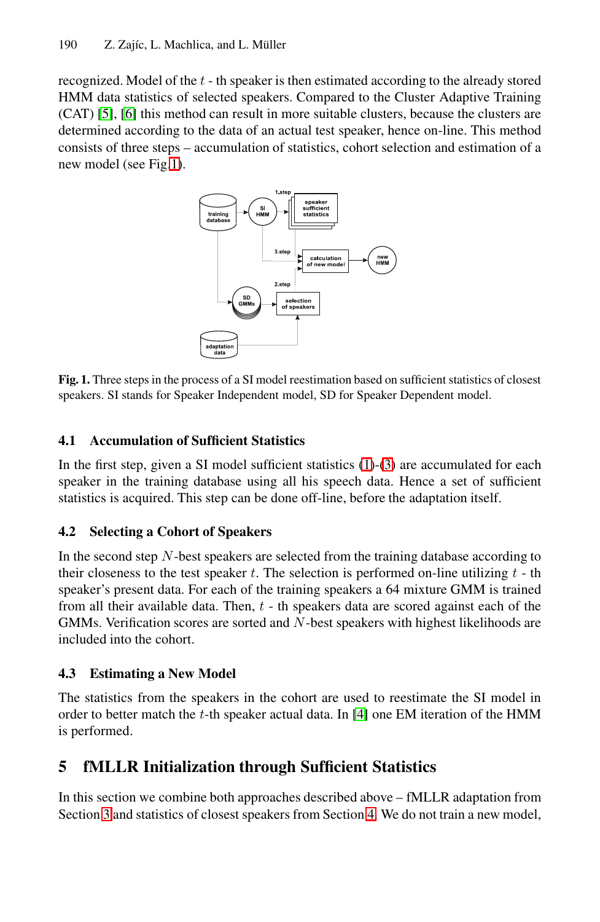recognized. Model of the $t$ - th speaker is then estimated according to the already stored HMM data statistics of selected speakers. Compared to the Cluster Adaptive Training (CAT) [5], [6] this method can result in more suitable clusters, because the clusters are determined according to the data of an actual test speaker, hence on-line. This method consists of three steps – accumulation of statistics, cohort selection and estimation of a new model (see Fig 1).

**Fig. 1.** Three steps in the process of a SI model reestimation based on sufficient statistics of closest speakers. SI stands for Speaker Independent model, SD for Speaker Dependent model.

### 4.1 Accumulation of Sufficient Statistics

In the first step, given a SI model sufficient statistics (1)-(3) are accumulated for each speaker in the training database using all his speech data. Hence a set of sufficient statistics is acquired. This step can be done off-line, before the adaptation itself.

### 4.2 Selecting a Cohort of Speakers

In the second step $N$-best speakers are selected from the training database according to their closeness to the test speaker $t$. The selection is performed on-line utilizing $t$ - th speaker's present data. For each of the training speakers a 64 mixture GMM is trained from all their available data. Then, $t$ - th speakers data are scored against each of the GMMs. Verification scores are sorted and $N$-best speakers with highest likelihoods are included into the cohort.

### 4.3 Estimating a New Model

The statistics from the speakers in the cohort are used to reestimate the SI model in order to better match the $t$-th speaker actual data. In [4] one EM iteration of the HMM is performed.

## 5 fMLLR Initialization through Sufficient Statistics

In this section we combine both approaches described above – fMLLR adaptation from Section 3 and statistics of closest speakers from Section 4. We do not train a new model,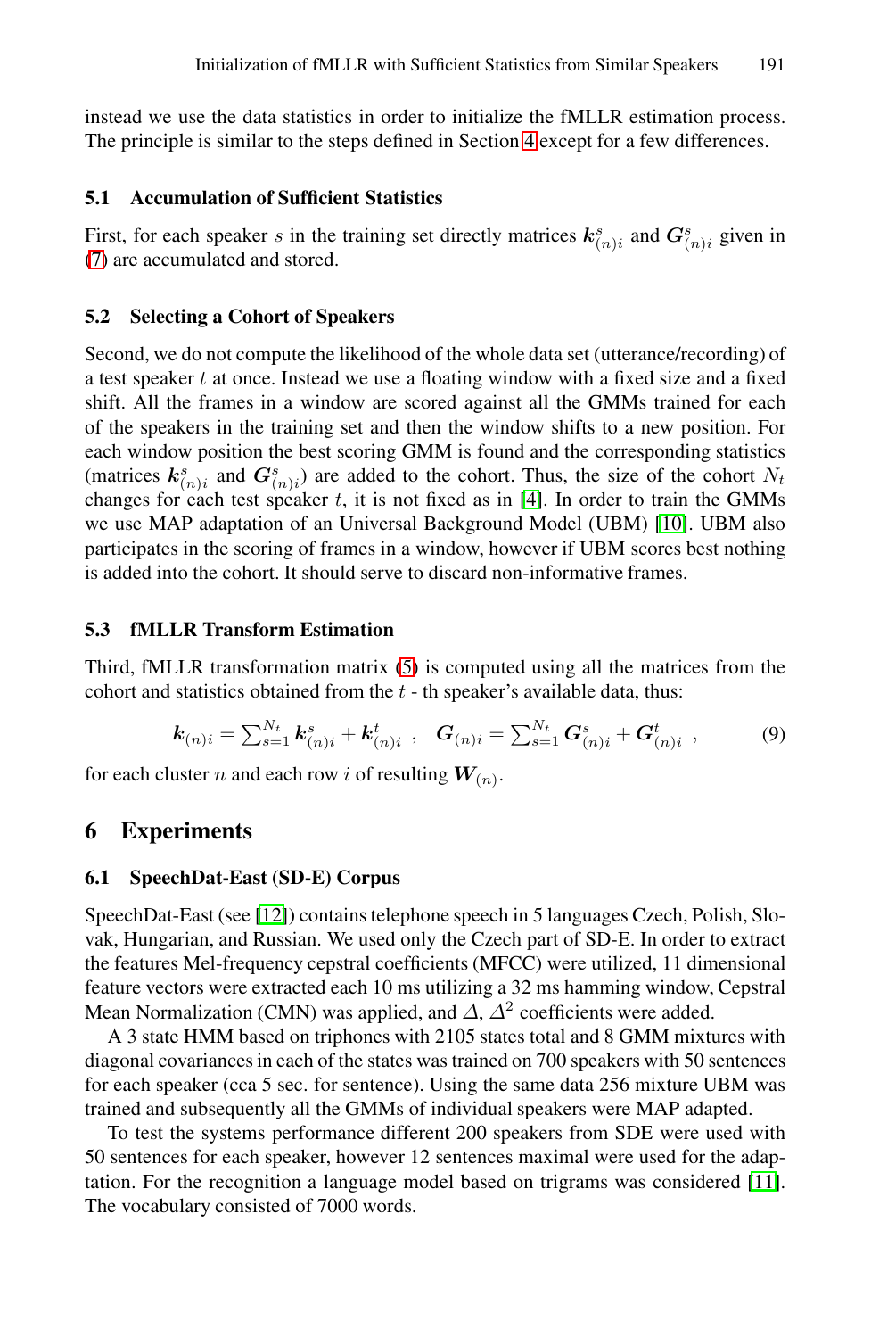instead we use the data statistics in order to initialize the fMLLR estimation process. The principle is similar to the steps defined in Section 4 except for a few differences.

### 5.1 Accumulation of Sufficient Statistics

First, for each speaker $s$ in the training set directly matrices $\boldsymbol{k}^s_{(n)i}$ and $\boldsymbol{G}^s_{(n)i}$ given in (7) are accumulated and stored.

### 5.2 Selecting a Cohort of Speakers

Second, we do not compute the likelihood of the whole data set (utterance/recording) of a test speaker $t$ at once. Instead we use a floating window with a fixed size and a fixed shift. All the frames in a window are scored against all the GMMs trained for each of the speakers in the training set and then the window shifts to a new position. For each window position the best scoring GMM is found and the corresponding statistics (matrices $\boldsymbol{k}^s_{(n)i}$ and $\boldsymbol{G}^s_{(n)i}$) are added to the cohort. Thus, the size of the cohort $N_t$ changes for each test speaker $t$, it is not fixed as in [4]. In order to train the GMMs we use MAP adaptation of an Universal Background Model (UBM) [10]. UBM also participates in the scoring of frames in a window, however if UBM scores best nothing is added into the cohort. It should serve to discard non-informative frames.

### 5.3 fMLLR Transform Estimation

Third, fMLLR transformation matrix (5) is computed using all the matrices from the cohort and statistics obtained from the $t$ - th speaker's available data, thus:

$$\boldsymbol{k}_{(n)i} = \sum_{s=1}^{N_t} \boldsymbol{k}^s_{(n)i} + \boldsymbol{k}^t_{(n)i} \ , \quad \boldsymbol{G}_{(n)i} = \sum_{s=1}^{N_t} \boldsymbol{G}^s_{(n)i} + \boldsymbol{G}^t_{(n)i} \ , \tag{9}$$

for each cluster $n$ and each row $i$ of resulting $\boldsymbol{W}_{(n)}$.

## 6 Experiments

### 6.1 SpeechDat-East (SD-E) Corpus

SpeechDat-East (see [12]) contains telephone speech in 5 languages Czech, Polish, Slovak, Hungarian, and Russian. We used only the Czech part of SD-E. In order to extract the features Mel-frequency cepstral coefficients (MFCC) were utilized, 11 dimensional feature vectors were extracted each 10 ms utilizing a 32 ms hamming window, Cepstral Mean Normalization (CMN) was applied, and $\Delta$, $\Delta^2$ coefficients were added.

A 3 state HMM based on triphones with 2105 states total and 8 GMM mixtures with diagonal covariances in each of the states was trained on 700 speakers with 50 sentences for each speaker (cca 5 sec. for sentence). Using the same data 256 mixture UBM was trained and subsequently all the GMMs of individual speakers were MAP adapted.

To test the systems performance different 200 speakers from SDE were used with 50 sentences for each speaker, however 12 sentences maximal were used for the adaptation. For the recognition a language model based on trigrams was considered [11]. The vocabulary consisted of 7000 words.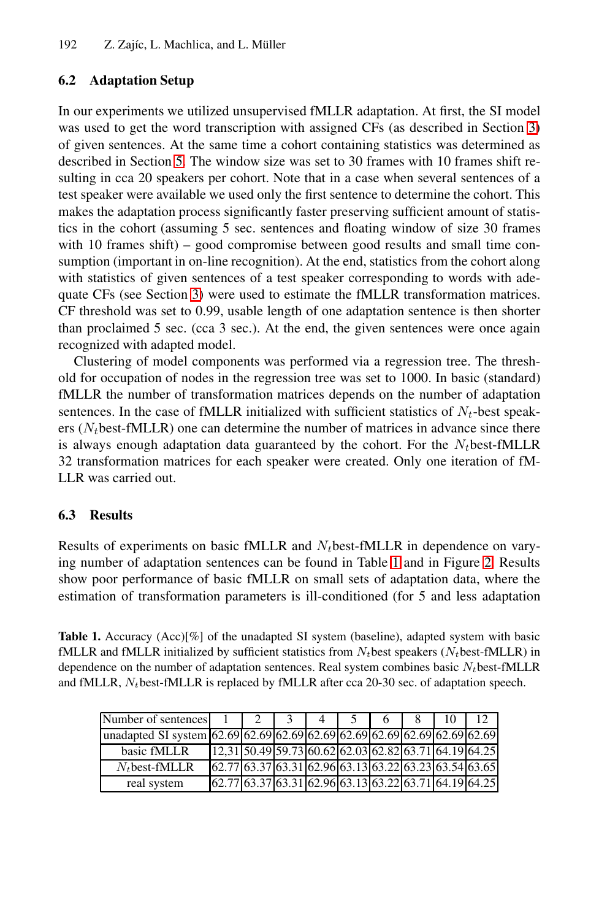### 6.2 Adaptation Setup

In our experiments we utilized unsupervised fMLLR adaptation. At first, the SI model was used to get the word transcription with assigned CFs (as described in Section 3) of given sentences. At the same time a cohort containing statistics was determined as described in Section 5. The window size was set to 30 frames with 10 frames shift resulting in cca 20 speakers per cohort. Note that in a case when several sentences of a test speaker were available we used only the first sentence to determine the cohort. This makes the adaptation process significantly faster preserving sufficient amount of statistics in the cohort (assuming 5 sec. sentences and floating window of size 30 frames with 10 frames shift) – good compromise between good results and small time consumption (important in on-line recognition). At the end, statistics from the cohort along with statistics of given sentences of a test speaker corresponding to words with adequate CFs (see Section 3) were used to estimate the fMLLR transformation matrices. CF threshold was set to 0.99, usable length of one adaptation sentence is then shorter than proclaimed 5 sec. (cca 3 sec.). At the end, the given sentences were once again recognized with adapted model.

Clustering of model components was performed via a regression tree. The threshold for occupation of nodes in the regression tree was set to 1000. In basic (standard) fMLLR the number of transformation matrices depends on the number of adaptation sentences. In the case of fMLLR initialized with sufficient statistics of $N_t$-best speakers ($N_t$best-fMLLR) one can determine the number of matrices in advance since there is always enough adaptation data guaranteed by the cohort. For the $N_t$best-fMLLR 32 transformation matrices for each speaker were created. Only one iteration of fMLLR was carried out.

### 6.3 Results

Results of experiments on basic fMLLR and $N_t$best-fMLLR in dependence on varying number of adaptation sentences can be found in Table 1 and in Figure 2. Results show poor performance of basic fMLLR on small sets of adaptation data, where the estimation of transformation parameters is ill-conditioned (for 5 and less adaptation

**Table 1.** Accuracy (Acc)[%] of the unadapted SI system (baseline), adapted system with basic fMLLR and fMLLR initialized by sufficient statistics from $N_t$best speakers ($N_t$best-fMLLR) in dependence on the number of adaptation sentences. Real system combines basic $N_t$best-fMLLR and fMLLR, $N_t$best-fMLLR is replaced by fMLLR after cca 20-30 sec. of adaptation speech.

| Number of sentences | 1 | 2 | 3 | 4 | 5 | 6 | 8 | 10 | 12 |
|---|---|---|---|---|---|---|---|---|---|
| unadapted SI system | 62.69 | 62.69 | 62.69 | 62.69 | 62.69 | 62.69 | 62.69 | 62.69 | 62.69 |
| basic fMLLR | 12,31 | 50.49 | 59.73 | 60.62 | 62.03 | 62.82 | 63.71 | 64.19 | 64.25 |
| $N_t$best-fMLLR | 62.77 | 63.37 | 63.31 | 62.96 | 63.13 | 63.22 | 63.23 | 63.54 | 63.65 |
| real system | 62.77 | 63.37 | 63.31 | 62.96 | 63.13 | 63.22 | 63.71 | 64.19 | 64.25 |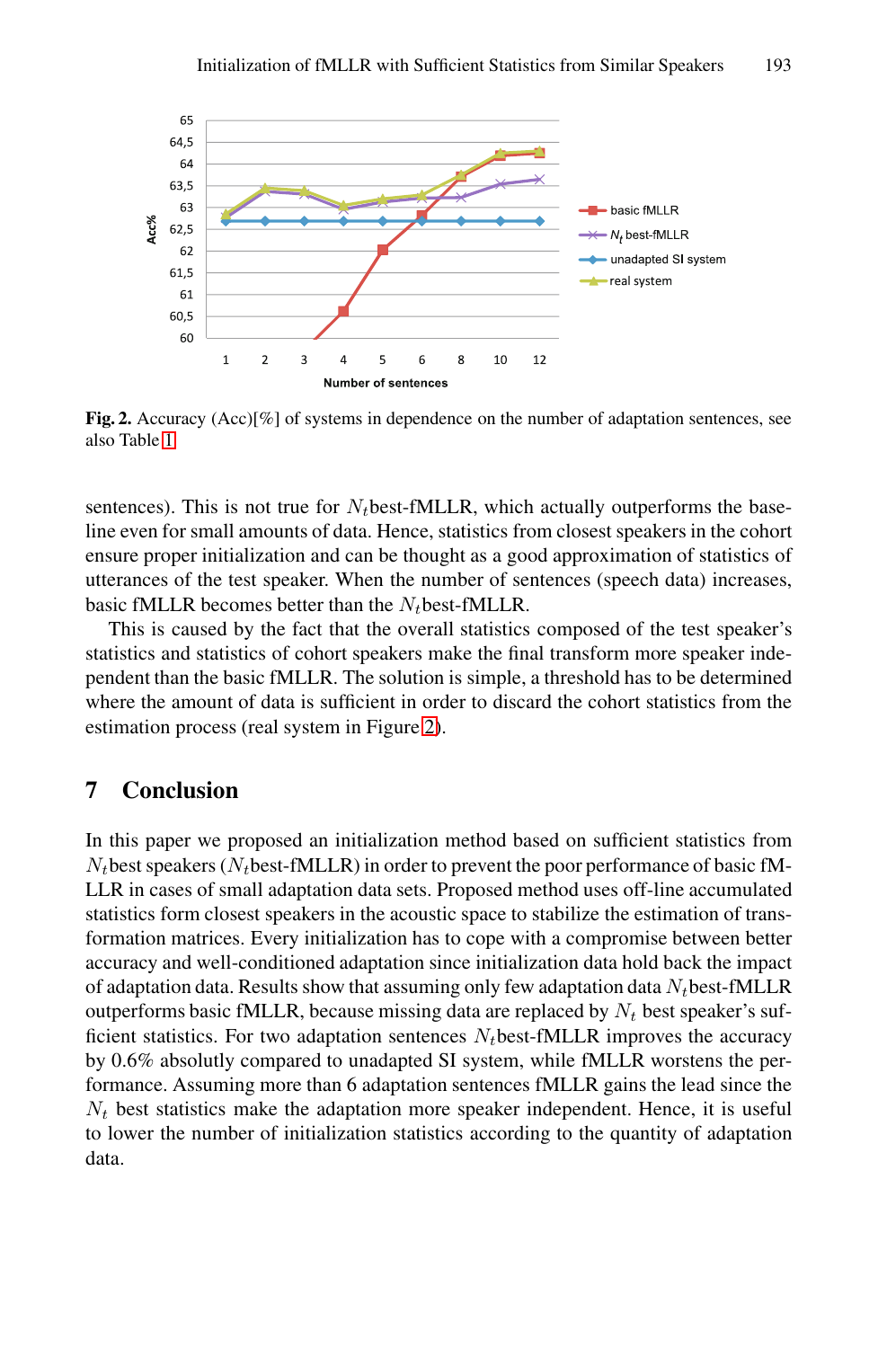**Fig. 2.** Accuracy (Acc)[%] of systems in dependence on the number of adaptation sentences, see also Table 1

sentences). This is not true for $N_t$best-fMLLR, which actually outperforms the baseline even for small amounts of data. Hence, statistics from closest speakers in the cohort ensure proper initialization and can be thought as a good approximation of statistics of utterances of the test speaker. When the number of sentences (speech data) increases, basic fMLLR becomes better than the $N_t$best-fMLLR.

This is caused by the fact that the overall statistics composed of the test speaker's statistics and statistics of cohort speakers make the final transform more speaker independent than the basic fMLLR. The solution is simple, a threshold has to be determined where the amount of data is sufficient in order to discard the cohort statistics from the estimation process (real system in Figure 2).

## 7 Conclusion

In this paper we proposed an initialization method based on sufficient statistics from $N_t$best speakers ($N_t$best-fMLLR) in order to prevent the poor performance of basic fMLLR in cases of small adaptation data sets. Proposed method uses off-line accumulated statistics form closest speakers in the acoustic space to stabilize the estimation of transformation matrices. Every initialization has to cope with a compromise between better accuracy and well-conditioned adaptation since initialization data hold back the impact of adaptation data. Results show that assuming only few adaptation data $N_t$best-fMLLR outperforms basic fMLLR, because missing data are replaced by $N_t$ best speaker's sufficient statistics. For two adaptation sentences $N_t$best-fMLLR improves the accuracy by 0.6% absolutly compared to unadapted SI system, while fMLLR worstens the performance. Assuming more than 6 adaptation sentences fMLLR gains the lead since the $N_t$ best statistics make the adaptation more speaker independent. Hence, it is useful to lower the number of initialization statistics according to the quantity of adaptation data.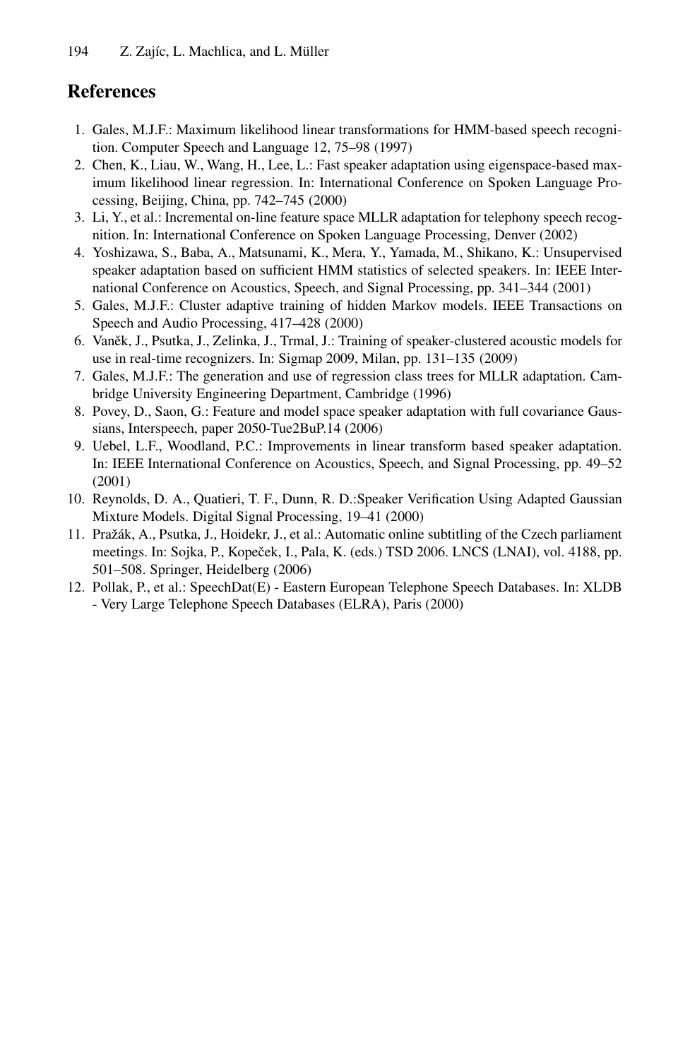## References

1. Gales, M.J.F.: Maximum likelihood linear transformations for HMM-based speech recognition. Computer Speech and Language 12, 75–98 (1997)
2. Chen, K., Liau, W., Wang, H., Lee, L.: Fast speaker adaptation using eigenspace-based maximum likelihood linear regression. In: International Conference on Spoken Language Processing, Beijing, China, pp. 742–745 (2000)
3. Li, Y., et al.: Incremental on-line feature space MLLR adaptation for telephony speech recognition. In: International Conference on Spoken Language Processing, Denver (2002)
4. Yoshizawa, S., Baba, A., Matsunami, K., Mera, Y., Yamada, M., Shikano, K.: Unsupervised speaker adaptation based on sufficient HMM statistics of selected speakers. In: IEEE International Conference on Acoustics, Speech, and Signal Processing, pp. 341–344 (2001)
5. Gales, M.J.F.: Cluster adaptive training of hidden Markov models. IEEE Transactions on Speech and Audio Processing, 417–428 (2000)
6. Vaněk, J., Psutka, J., Zelinka, J., Trmal, J.: Training of speaker-clustered acoustic models for use in real-time recognizers. In: Sigmap 2009, Milan, pp. 131–135 (2009)
7. Gales, M.J.F.: The generation and use of regression class trees for MLLR adaptation. Cambridge University Engineering Department, Cambridge (1996)
8. Povey, D., Saon, G.: Feature and model space speaker adaptation with full covariance Gaussians, Interspeech, paper 2050-Tue2BuP.14 (2006)
9. Uebel, L.F., Woodland, P.C.: Improvements in linear transform based speaker adaptation. In: IEEE International Conference on Acoustics, Speech, and Signal Processing, pp. 49–52 (2001)
10. Reynolds, D. A., Quatieri, T. F., Dunn, R. D.:Speaker Verification Using Adapted Gaussian Mixture Models. Digital Signal Processing, 19–41 (2000)
11. Pražák, A., Psutka, J., Hoidekr, J., et al.: Automatic online subtitling of the Czech parliament meetings. In: Sojka, P., Kopeček, I., Pala, K. (eds.) TSD 2006. LNCS (LNAI), vol. 4188, pp. 501–508. Springer, Heidelberg (2006)
12. Pollak, P., et al.: SpeechDat(E) - Eastern European Telephone Speech Databases. In: XLDB - Very Large Telephone Speech Databases (ELRA), Paris (2000)